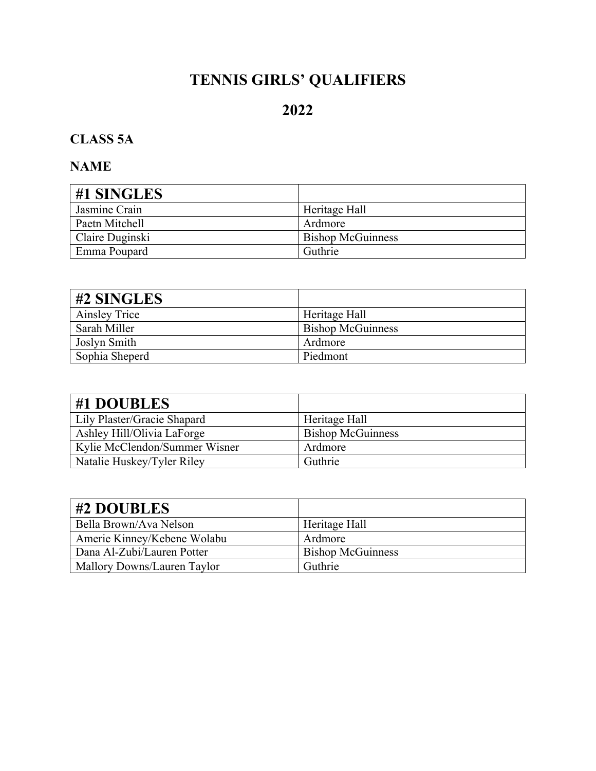# TENNIS GIRLS' QUALIFIERS

# 2022

### CLASS 5A

### NAME

| #1 SINGLES | |
|---|---|
| Jasmine Crain | Heritage Hall |
| Paetn Mitchell | Ardmore |
| Claire Duginski | Bishop McGuinness |
| Emma Poupard | Guthrie |

| #2 SINGLES | |
|---|---|
| Ainsley Trice | Heritage Hall |
| Sarah Miller | Bishop McGuinness |
| Joslyn Smith | Ardmore |
| Sophia Sheperd | Piedmont |

| #1 DOUBLES | |
|---|---|
| Lily Plaster/Gracie Shapard | Heritage Hall |
| Ashley Hill/Olivia LaForge | Bishop McGuinness |
| Kylie McClendon/Summer Wisner | Ardmore |
| Natalie Huskey/Tyler Riley | Guthrie |

| #2 DOUBLES | |
|---|---|
| Bella Brown/Ava Nelson | Heritage Hall |
| Amerie Kinney/Kebene Wolabu | Ardmore |
| Dana Al-Zubi/Lauren Potter | Bishop McGuinness |
| Mallory Downs/Lauren Taylor | Guthrie |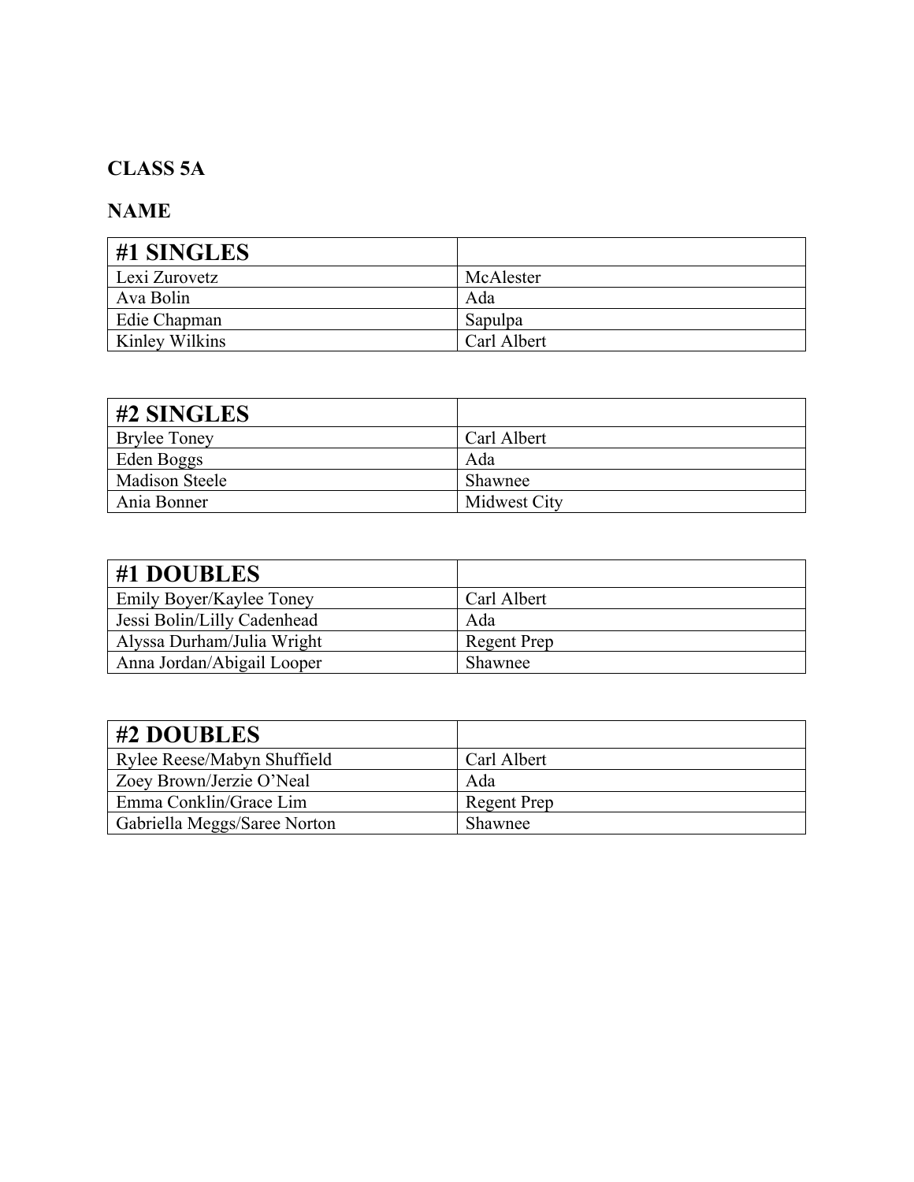**CLASS 5A**

**NAME**

| #1 SINGLES | |
|---|---|
| Lexi Zurovetz | McAlester |
| Ava Bolin | Ada |
| Edie Chapman | Sapulpa |
| Kinley Wilkins | Carl Albert |

| #2 SINGLES | |
|---|---|
| Brylee Toney | Carl Albert |
| Eden Boggs | Ada |
| Madison Steele | Shawnee |
| Ania Bonner | Midwest City |

| #1 DOUBLES | |
|---|---|
| Emily Boyer/Kaylee Toney | Carl Albert |
| Jessi Bolin/Lilly Cadenhead | Ada |
| Alyssa Durham/Julia Wright | Regent Prep |
| Anna Jordan/Abigail Looper | Shawnee |

| #2 DOUBLES | |
|---|---|
| Rylee Reese/Mabyn Shuffield | Carl Albert |
| Zoey Brown/Jerzie O'Neal | Ada |
| Emma Conklin/Grace Lim | Regent Prep |
| Gabriella Meggs/Saree Norton | Shawnee |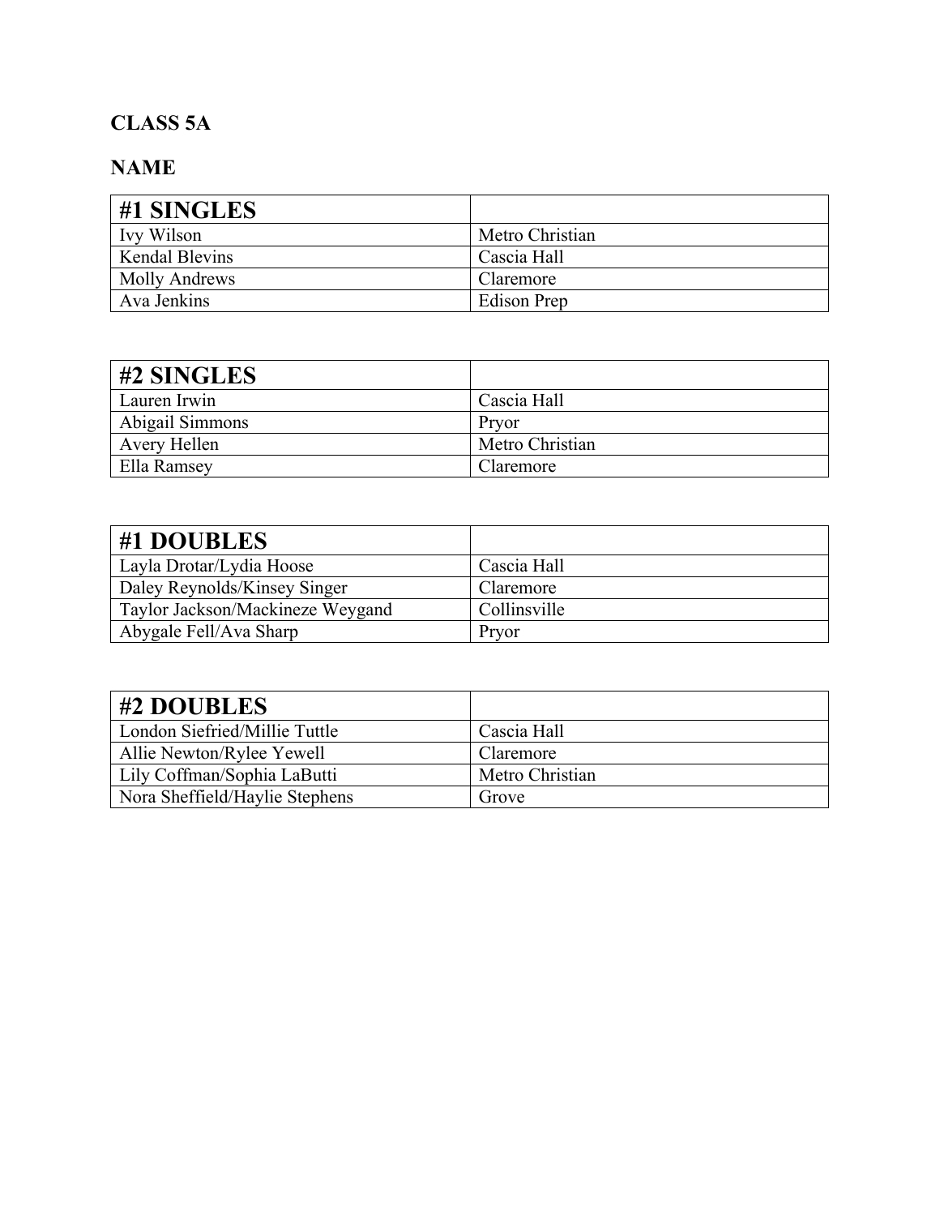**CLASS 5A**

**NAME**

| #1 SINGLES | |
|---|---|
| Ivy Wilson | Metro Christian |
| Kendal Blevins | Cascia Hall |
| Molly Andrews | Claremore |
| Ava Jenkins | Edison Prep |

| #2 SINGLES | |
|---|---|
| Lauren Irwin | Cascia Hall |
| Abigail Simmons | Pryor |
| Avery Hellen | Metro Christian |
| Ella Ramsey | Claremore |

| #1 DOUBLES | |
|---|---|
| Layla Drotar/Lydia Hoose | Cascia Hall |
| Daley Reynolds/Kinsey Singer | Claremore |
| Taylor Jackson/Mackineze Weygand | Collinsville |
| Abygale Fell/Ava Sharp | Pryor |

| #2 DOUBLES | |
|---|---|
| London Siefried/Millie Tuttle | Cascia Hall |
| Allie Newton/Rylee Yewell | Claremore |
| Lily Coffman/Sophia LaButti | Metro Christian |
| Nora Sheffield/Haylie Stephens | Grove |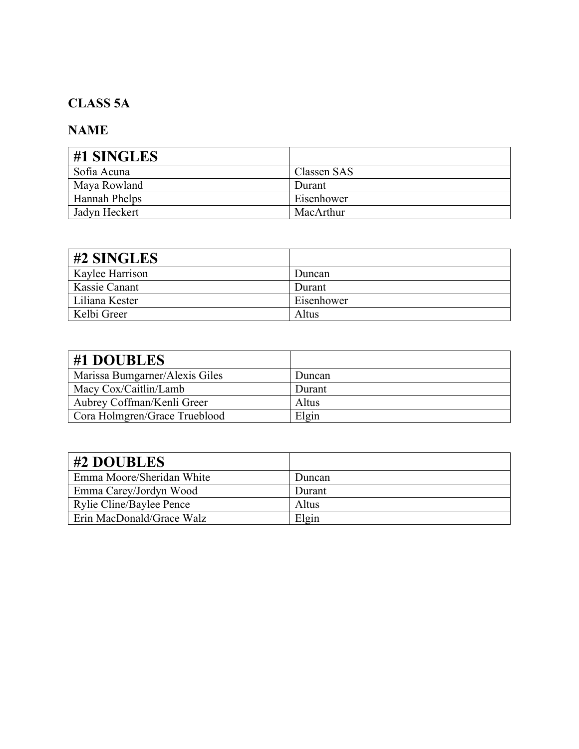**CLASS 5A**

**NAME**

| #1 SINGLES | |
|---|---|
| Sofia Acuna | Classen SAS |
| Maya Rowland | Durant |
| Hannah Phelps | Eisenhower |
| Jadyn Heckert | MacArthur |

| #2 SINGLES | |
|---|---|
| Kaylee Harrison | Duncan |
| Kassie Canant | Durant |
| Liliana Kester | Eisenhower |
| Kelbi Greer | Altus |

| #1 DOUBLES | |
|---|---|
| Marissa Bumgarner/Alexis Giles | Duncan |
| Macy Cox/Caitlin/Lamb | Durant |
| Aubrey Coffman/Kenli Greer | Altus |
| Cora Holmgren/Grace Trueblood | Elgin |

| #2 DOUBLES | |
|---|---|
| Emma Moore/Sheridan White | Duncan |
| Emma Carey/Jordyn Wood | Durant |
| Rylie Cline/Baylee Pence | Altus |
| Erin MacDonald/Grace Walz | Elgin |